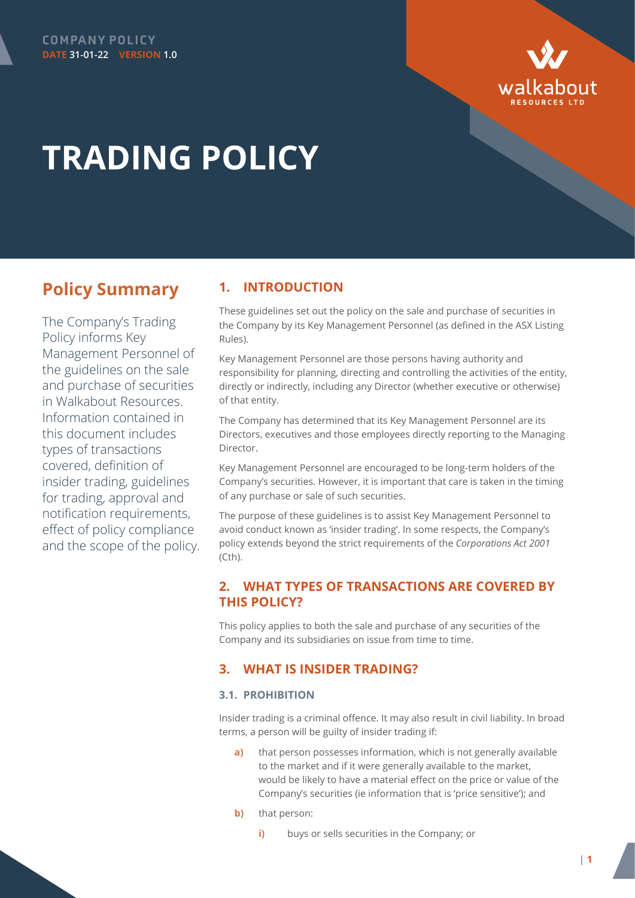COMPANY POLICY
**DATE** 31-01-22 **VERSION** 1.0

walkabout RESOURCES LTD

# TRADING POLICY

## Policy Summary

The Company's Trading Policy informs Key Management Personnel of the guidelines on the sale and purchase of securities in Walkabout Resources. Information contained in this document includes types of transactions covered, definition of insider trading, guidelines for trading, approval and notification requirements, effect of policy compliance and the scope of the policy.

## 1. INTRODUCTION

These guidelines set out the policy on the sale and purchase of securities in the Company by its Key Management Personnel (as defined in the ASX Listing Rules).

Key Management Personnel are those persons having authority and responsibility for planning, directing and controlling the activities of the entity, directly or indirectly, including any Director (whether executive or otherwise) of that entity.

The Company has determined that its Key Management Personnel are its Directors, executives and those employees directly reporting to the Managing Director.

Key Management Personnel are encouraged to be long-term holders of the Company's securities. However, it is important that care is taken in the timing of any purchase or sale of such securities.

The purpose of these guidelines is to assist Key Management Personnel to avoid conduct known as 'insider trading'. In some respects, the Company's policy extends beyond the strict requirements of the *Corporations Act 2001* (Cth).

## 2. WHAT TYPES OF TRANSACTIONS ARE COVERED BY THIS POLICY?

This policy applies to both the sale and purchase of any securities of the Company and its subsidiaries on issue from time to time.

## 3. WHAT IS INSIDER TRADING?

### 3.1. PROHIBITION

Insider trading is a criminal offence. It may also result in civil liability. In broad terms, a person will be guilty of insider trading if:

- **a)** that person possesses information, which is not generally available to the market and if it were generally available to the market, would be likely to have a material effect on the price or value of the Company's securities (ie information that is 'price sensitive'); and
- **b)** that person:
  - **i)** buys or sells securities in the Company; or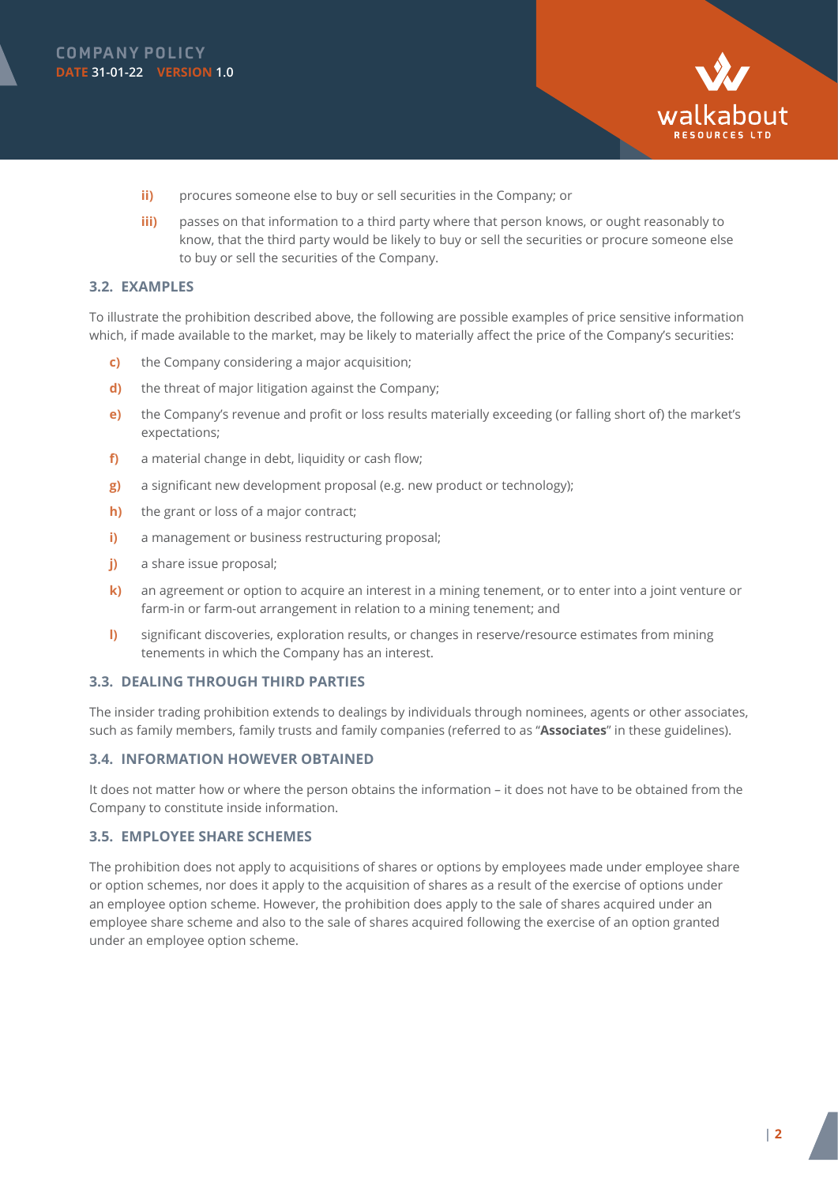ii) procures someone else to buy or sell securities in the Company; or

iii) passes on that information to a third party where that person knows, or ought reasonably to know, that the third party would be likely to buy or sell the securities or procure someone else to buy or sell the securities of the Company.

### 3.2. EXAMPLES

To illustrate the prohibition described above, the following are possible examples of price sensitive information which, if made available to the market, may be likely to materially affect the price of the Company's securities:

c) the Company considering a major acquisition;

d) the threat of major litigation against the Company;

e) the Company's revenue and profit or loss results materially exceeding (or falling short of) the market's expectations;

f) a material change in debt, liquidity or cash flow;

g) a significant new development proposal (e.g. new product or technology);

h) the grant or loss of a major contract;

i) a management or business restructuring proposal;

j) a share issue proposal;

k) an agreement or option to acquire an interest in a mining tenement, or to enter into a joint venture or farm-in or farm-out arrangement in relation to a mining tenement; and

l) significant discoveries, exploration results, or changes in reserve/resource estimates from mining tenements in which the Company has an interest.

### 3.3. DEALING THROUGH THIRD PARTIES

The insider trading prohibition extends to dealings by individuals through nominees, agents or other associates, such as family members, family trusts and family companies (referred to as "**Associates**" in these guidelines).

### 3.4. INFORMATION HOWEVER OBTAINED

It does not matter how or where the person obtains the information – it does not have to be obtained from the Company to constitute inside information.

### 3.5. EMPLOYEE SHARE SCHEMES

The prohibition does not apply to acquisitions of shares or options by employees made under employee share or option schemes, nor does it apply to the acquisition of shares as a result of the exercise of options under an employee option scheme. However, the prohibition does apply to the sale of shares acquired under an employee share scheme and also to the sale of shares acquired following the exercise of an option granted under an employee option scheme.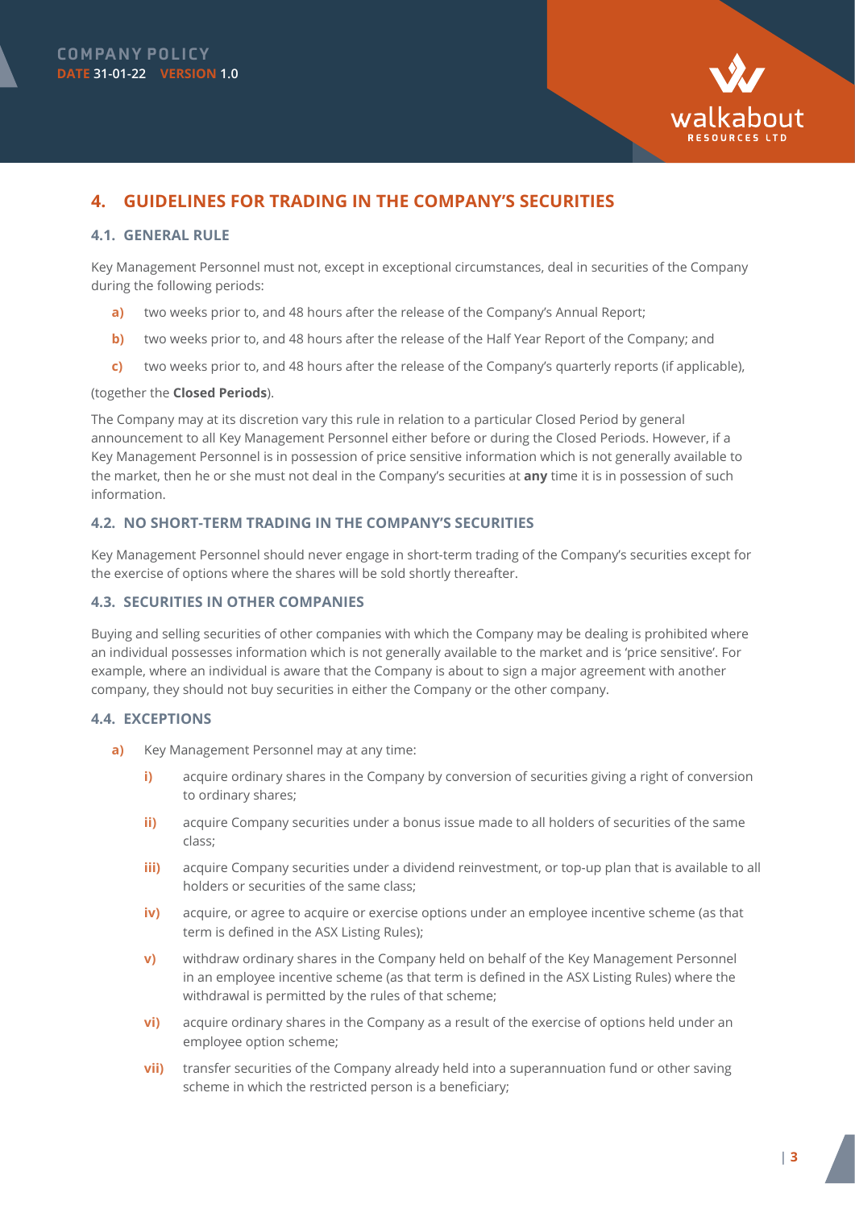## 4. GUIDELINES FOR TRADING IN THE COMPANY'S SECURITIES

### 4.1. GENERAL RULE

Key Management Personnel must not, except in exceptional circumstances, deal in securities of the Company during the following periods:

- **a)** two weeks prior to, and 48 hours after the release of the Company's Annual Report;
- **b)** two weeks prior to, and 48 hours after the release of the Half Year Report of the Company; and
- **c)** two weeks prior to, and 48 hours after the release of the Company's quarterly reports (if applicable),

(together the **Closed Periods**).

The Company may at its discretion vary this rule in relation to a particular Closed Period by general announcement to all Key Management Personnel either before or during the Closed Periods. However, if a Key Management Personnel is in possession of price sensitive information which is not generally available to the market, then he or she must not deal in the Company's securities at **any** time it is in possession of such information.

### 4.2. NO SHORT-TERM TRADING IN THE COMPANY'S SECURITIES

Key Management Personnel should never engage in short-term trading of the Company's securities except for the exercise of options where the shares will be sold shortly thereafter.

### 4.3. SECURITIES IN OTHER COMPANIES

Buying and selling securities of other companies with which the Company may be dealing is prohibited where an individual possesses information which is not generally available to the market and is 'price sensitive'. For example, where an individual is aware that the Company is about to sign a major agreement with another company, they should not buy securities in either the Company or the other company.

### 4.4. EXCEPTIONS

- **a)** Key Management Personnel may at any time:
  - **i)** acquire ordinary shares in the Company by conversion of securities giving a right of conversion to ordinary shares;
  - **ii)** acquire Company securities under a bonus issue made to all holders of securities of the same class;
  - **iii)** acquire Company securities under a dividend reinvestment, or top-up plan that is available to all holders or securities of the same class;
  - **iv)** acquire, or agree to acquire or exercise options under an employee incentive scheme (as that term is defined in the ASX Listing Rules);
  - **v)** withdraw ordinary shares in the Company held on behalf of the Key Management Personnel in an employee incentive scheme (as that term is defined in the ASX Listing Rules) where the withdrawal is permitted by the rules of that scheme;
  - **vi)** acquire ordinary shares in the Company as a result of the exercise of options held under an employee option scheme;
  - **vii)** transfer securities of the Company already held into a superannuation fund or other saving scheme in which the restricted person is a beneficiary;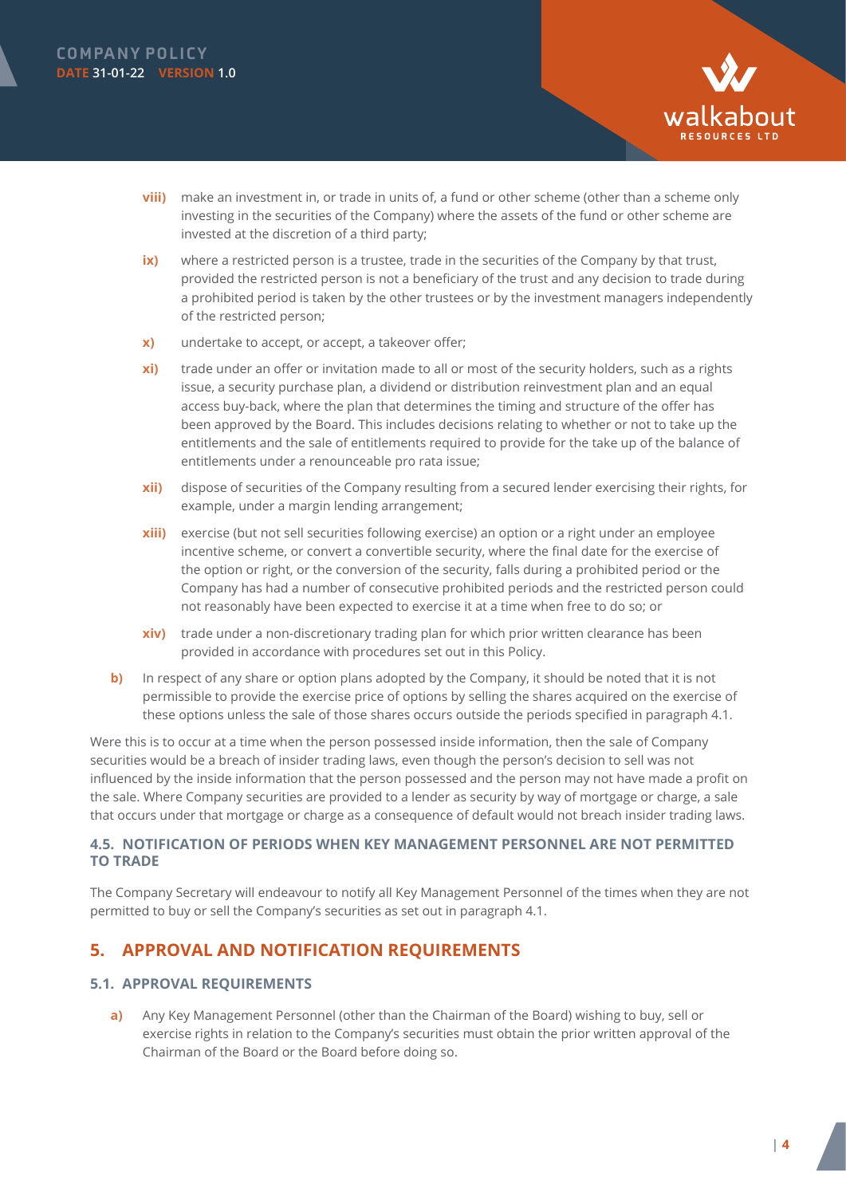viii) make an investment in, or trade in units of, a fund or other scheme (other than a scheme only investing in the securities of the Company) where the assets of the fund or other scheme are invested at the discretion of a third party;

ix) where a restricted person is a trustee, trade in the securities of the Company by that trust, provided the restricted person is not a beneficiary of the trust and any decision to trade during a prohibited period is taken by the other trustees or by the investment managers independently of the restricted person;

x) undertake to accept, or accept, a takeover offer;

xi) trade under an offer or invitation made to all or most of the security holders, such as a rights issue, a security purchase plan, a dividend or distribution reinvestment plan and an equal access buy-back, where the plan that determines the timing and structure of the offer has been approved by the Board. This includes decisions relating to whether or not to take up the entitlements and the sale of entitlements required to provide for the take up of the balance of entitlements under a renounceable pro rata issue;

xii) dispose of securities of the Company resulting from a secured lender exercising their rights, for example, under a margin lending arrangement;

xiii) exercise (but not sell securities following exercise) an option or a right under an employee incentive scheme, or convert a convertible security, where the final date for the exercise of the option or right, or the conversion of the security, falls during a prohibited period or the Company has had a number of consecutive prohibited periods and the restricted person could not reasonably have been expected to exercise it at a time when free to do so; or

xiv) trade under a non-discretionary trading plan for which prior written clearance has been provided in accordance with procedures set out in this Policy.

b) In respect of any share or option plans adopted by the Company, it should be noted that it is not permissible to provide the exercise price of options by selling the shares acquired on the exercise of these options unless the sale of those shares occurs outside the periods specified in paragraph 4.1.

Were this is to occur at a time when the person possessed inside information, then the sale of Company securities would be a breach of insider trading laws, even though the person's decision to sell was not influenced by the inside information that the person possessed and the person may not have made a profit on the sale. Where Company securities are provided to a lender as security by way of mortgage or charge, a sale that occurs under that mortgage or charge as a consequence of default would not breach insider trading laws.

### 4.5. NOTIFICATION OF PERIODS WHEN KEY MANAGEMENT PERSONNEL ARE NOT PERMITTED TO TRADE

The Company Secretary will endeavour to notify all Key Management Personnel of the times when they are not permitted to buy or sell the Company's securities as set out in paragraph 4.1.

## 5. APPROVAL AND NOTIFICATION REQUIREMENTS

### 5.1. APPROVAL REQUIREMENTS

a) Any Key Management Personnel (other than the Chairman of the Board) wishing to buy, sell or exercise rights in relation to the Company's securities must obtain the prior written approval of the Chairman of the Board or the Board before doing so.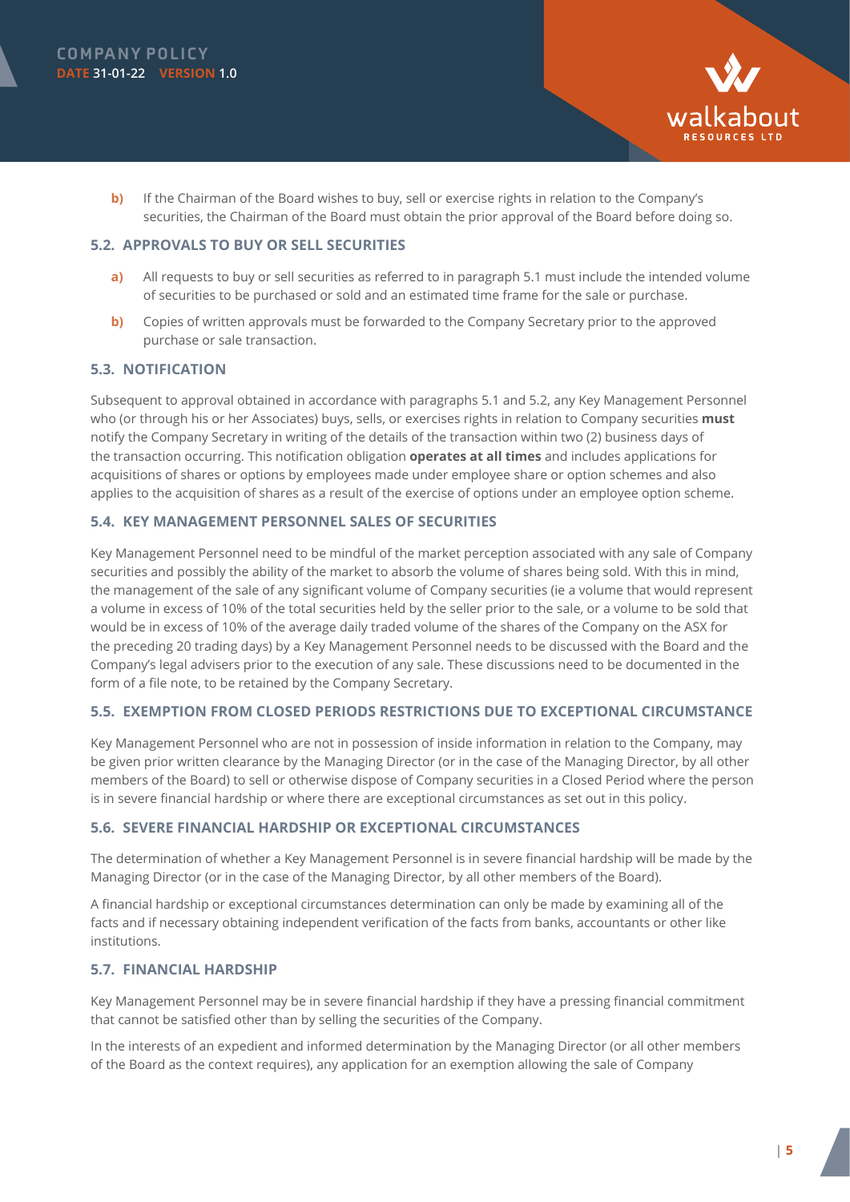**b)** If the Chairman of the Board wishes to buy, sell or exercise rights in relation to the Company's securities, the Chairman of the Board must obtain the prior approval of the Board before doing so.

### 5.2. APPROVALS TO BUY OR SELL SECURITIES

**a)** All requests to buy or sell securities as referred to in paragraph 5.1 must include the intended volume of securities to be purchased or sold and an estimated time frame for the sale or purchase.

**b)** Copies of written approvals must be forwarded to the Company Secretary prior to the approved purchase or sale transaction.

### 5.3. NOTIFICATION

Subsequent to approval obtained in accordance with paragraphs 5.1 and 5.2, any Key Management Personnel who (or through his or her Associates) buys, sells, or exercises rights in relation to Company securities **must** notify the Company Secretary in writing of the details of the transaction within two (2) business days of the transaction occurring. This notification obligation **operates at all times** and includes applications for acquisitions of shares or options by employees made under employee share or option schemes and also applies to the acquisition of shares as a result of the exercise of options under an employee option scheme.

### 5.4. KEY MANAGEMENT PERSONNEL SALES OF SECURITIES

Key Management Personnel need to be mindful of the market perception associated with any sale of Company securities and possibly the ability of the market to absorb the volume of shares being sold. With this in mind, the management of the sale of any significant volume of Company securities (ie a volume that would represent a volume in excess of 10% of the total securities held by the seller prior to the sale, or a volume to be sold that would be in excess of 10% of the average daily traded volume of the shares of the Company on the ASX for the preceding 20 trading days) by a Key Management Personnel needs to be discussed with the Board and the Company's legal advisers prior to the execution of any sale. These discussions need to be documented in the form of a file note, to be retained by the Company Secretary.

### 5.5. EXEMPTION FROM CLOSED PERIODS RESTRICTIONS DUE TO EXCEPTIONAL CIRCUMSTANCE

Key Management Personnel who are not in possession of inside information in relation to the Company, may be given prior written clearance by the Managing Director (or in the case of the Managing Director, by all other members of the Board) to sell or otherwise dispose of Company securities in a Closed Period where the person is in severe financial hardship or where there are exceptional circumstances as set out in this policy.

### 5.6. SEVERE FINANCIAL HARDSHIP OR EXCEPTIONAL CIRCUMSTANCES

The determination of whether a Key Management Personnel is in severe financial hardship will be made by the Managing Director (or in the case of the Managing Director, by all other members of the Board).

A financial hardship or exceptional circumstances determination can only be made by examining all of the facts and if necessary obtaining independent verification of the facts from banks, accountants or other like institutions.

### 5.7. FINANCIAL HARDSHIP

Key Management Personnel may be in severe financial hardship if they have a pressing financial commitment that cannot be satisfied other than by selling the securities of the Company.

In the interests of an expedient and informed determination by the Managing Director (or all other members of the Board as the context requires), any application for an exemption allowing the sale of Company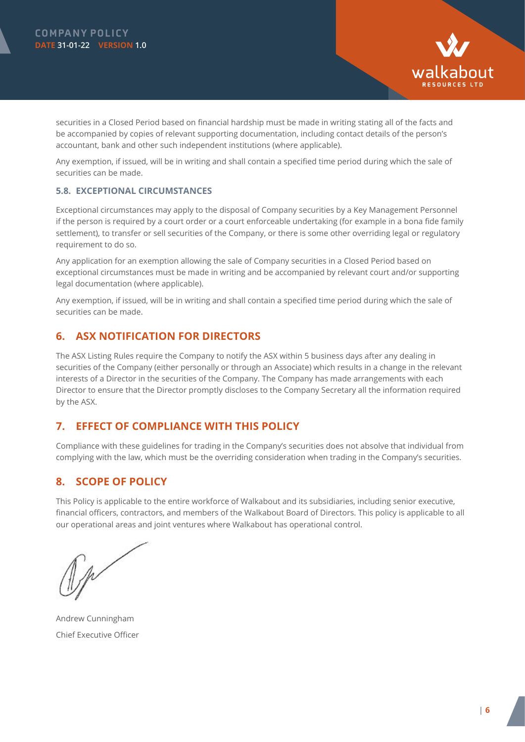securities in a Closed Period based on financial hardship must be made in writing stating all of the facts and be accompanied by copies of relevant supporting documentation, including contact details of the person's accountant, bank and other such independent institutions (where applicable).

Any exemption, if issued, will be in writing and shall contain a specified time period during which the sale of securities can be made.

### 5.8. EXCEPTIONAL CIRCUMSTANCES

Exceptional circumstances may apply to the disposal of Company securities by a Key Management Personnel if the person is required by a court order or a court enforceable undertaking (for example in a bona fide family settlement), to transfer or sell securities of the Company, or there is some other overriding legal or regulatory requirement to do so.

Any application for an exemption allowing the sale of Company securities in a Closed Period based on exceptional circumstances must be made in writing and be accompanied by relevant court and/or supporting legal documentation (where applicable).

Any exemption, if issued, will be in writing and shall contain a specified time period during which the sale of securities can be made.

## 6. ASX NOTIFICATION FOR DIRECTORS

The ASX Listing Rules require the Company to notify the ASX within 5 business days after any dealing in securities of the Company (either personally or through an Associate) which results in a change in the relevant interests of a Director in the securities of the Company. The Company has made arrangements with each Director to ensure that the Director promptly discloses to the Company Secretary all the information required by the ASX.

## 7. EFFECT OF COMPLIANCE WITH THIS POLICY

Compliance with these guidelines for trading in the Company's securities does not absolve that individual from complying with the law, which must be the overriding consideration when trading in the Company's securities.

## 8. SCOPE OF POLICY

This Policy is applicable to the entire workforce of Walkabout and its subsidiaries, including senior executive, financial officers, contractors, and members of the Walkabout Board of Directors. This policy is applicable to all our operational areas and joint ventures where Walkabout has operational control.

Andrew Cunningham

Chief Executive Officer